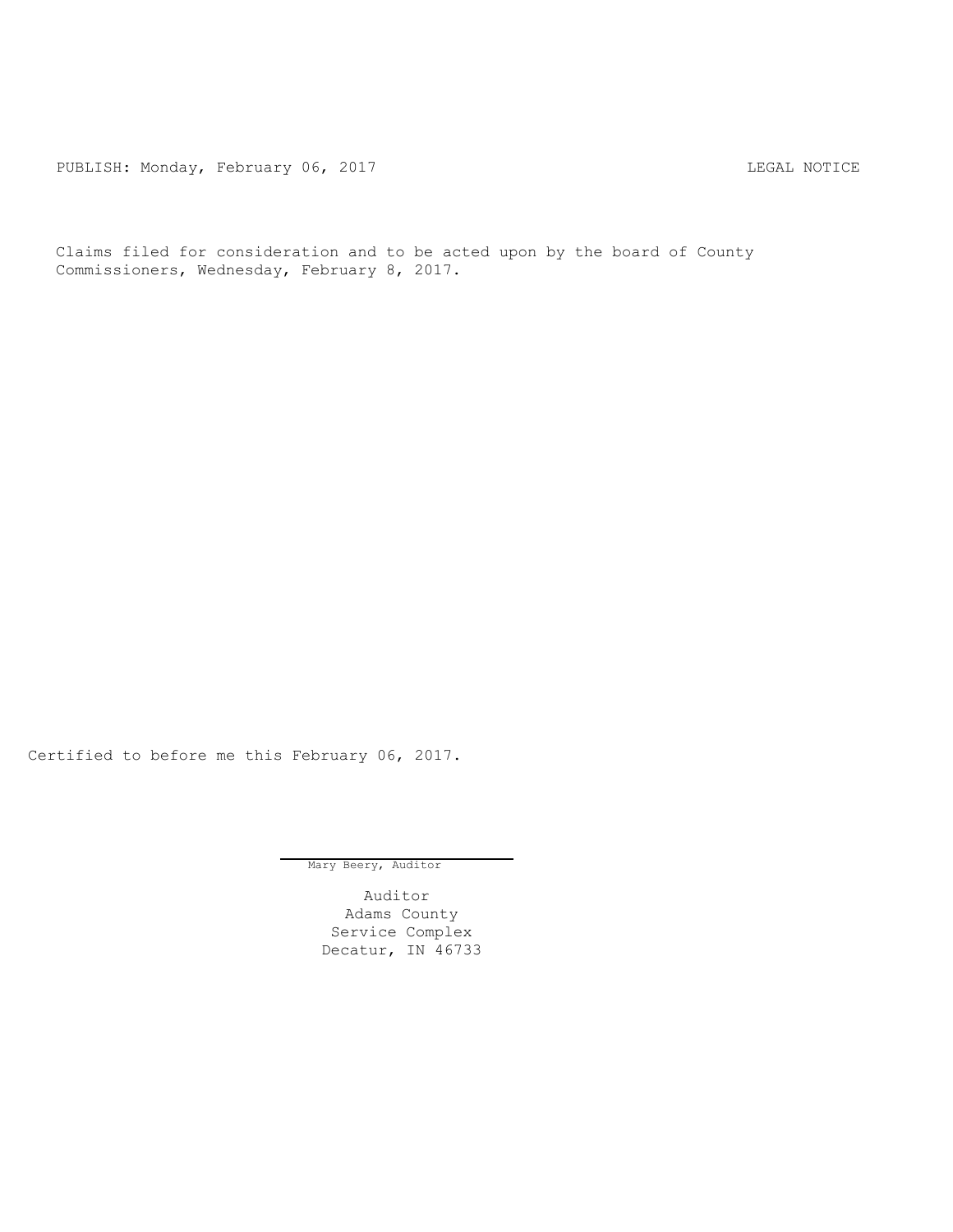PUBLISH: Monday, February 06, 2017 LEGAL NOTICE

Claims filed for consideration and to be acted upon by the board of County Commissioners, Wednesday, February 8, 2017.

Certified to before me this February 06, 2017.

Mary Beery, Auditor

Auditor
Adams County
Service Complex
Decatur, IN 46733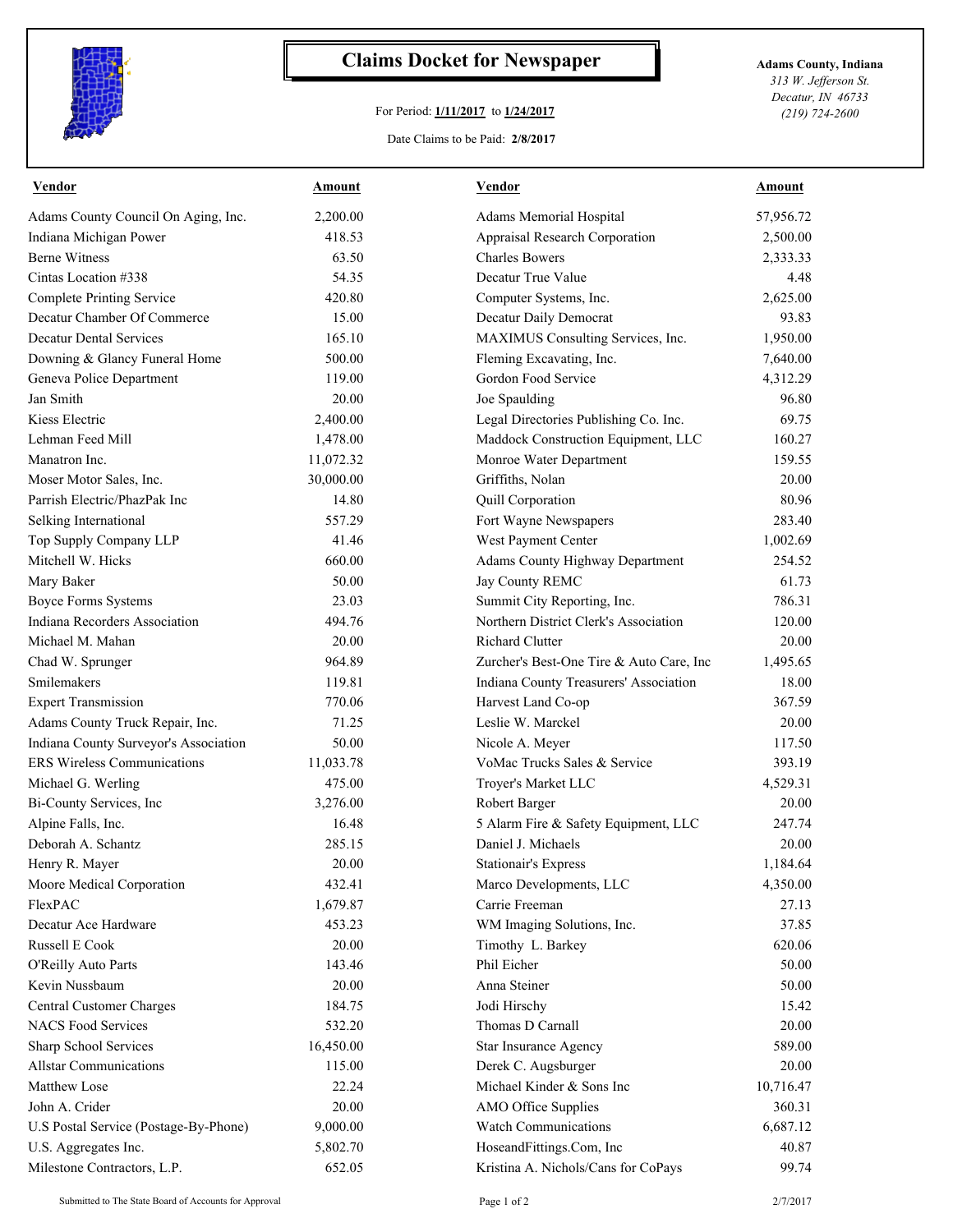# Claims Docket for Newspaper

For Period: **1/11/2017** to **1/24/2017**

Date Claims to be Paid: **2/8/2017**

**Adams County, Indiana**
*313 W. Jefferson St.*
*Decatur, IN 46733*
*(219) 724-2600*

| Vendor | Amount | Vendor | Amount |
|---|---|---|---|
| Adams County Council On Aging, Inc. | 2,200.00 | Adams Memorial Hospital | 57,956.72 |
| Indiana Michigan Power | 418.53 | Appraisal Research Corporation | 2,500.00 |
| Berne Witness | 63.50 | Charles Bowers | 2,333.33 |
| Cintas Location #338 | 54.35 | Decatur True Value | 4.48 |
| Complete Printing Service | 420.80 | Computer Systems, Inc. | 2,625.00 |
| Decatur Chamber Of Commerce | 15.00 | Decatur Daily Democrat | 93.83 |
| Decatur Dental Services | 165.10 | MAXIMUS Consulting Services, Inc. | 1,950.00 |
| Downing & Glancy Funeral Home | 500.00 | Fleming Excavating, Inc. | 7,640.00 |
| Geneva Police Department | 119.00 | Gordon Food Service | 4,312.29 |
| Jan Smith | 20.00 | Joe Spaulding | 96.80 |
| Kiess Electric | 2,400.00 | Legal Directories Publishing Co. Inc. | 69.75 |
| Lehman Feed Mill | 1,478.00 | Maddock Construction Equipment, LLC | 160.27 |
| Manatron Inc. | 11,072.32 | Monroe Water Department | 159.55 |
| Moser Motor Sales, Inc. | 30,000.00 | Griffiths, Nolan | 20.00 |
| Parrish Electric/PhazPak Inc | 14.80 | Quill Corporation | 80.96 |
| Selking International | 557.29 | Fort Wayne Newspapers | 283.40 |
| Top Supply Company LLP | 41.46 | West Payment Center | 1,002.69 |
| Mitchell W. Hicks | 660.00 | Adams County Highway Department | 254.52 |
| Mary Baker | 50.00 | Jay County REMC | 61.73 |
| Boyce Forms Systems | 23.03 | Summit City Reporting, Inc. | 786.31 |
| Indiana Recorders Association | 494.76 | Northern District Clerk's Association | 120.00 |
| Michael M. Mahan | 20.00 | Richard Clutter | 20.00 |
| Chad W. Sprunger | 964.89 | Zurcher's Best-One Tire & Auto Care, Inc | 1,495.65 |
| Smilemakers | 119.81 | Indiana County Treasurers' Association | 18.00 |
| Expert Transmission | 770.06 | Harvest Land Co-op | 367.59 |
| Adams County Truck Repair, Inc. | 71.25 | Leslie W. Marckel | 20.00 |
| Indiana County Surveyor's Association | 50.00 | Nicole A. Meyer | 117.50 |
| ERS Wireless Communications | 11,033.78 | VoMac Trucks Sales & Service | 393.19 |
| Michael G. Werling | 475.00 | Troyer's Market LLC | 4,529.31 |
| Bi-County Services, Inc | 3,276.00 | Robert Barger | 20.00 |
| Alpine Falls, Inc. | 16.48 | 5 Alarm Fire & Safety Equipment, LLC | 247.74 |
| Deborah A. Schantz | 285.15 | Daniel J. Michaels | 20.00 |
| Henry R. Mayer | 20.00 | Stationair's Express | 1,184.64 |
| Moore Medical Corporation | 432.41 | Marco Developments, LLC | 4,350.00 |
| FlexPAC | 1,679.87 | Carrie Freeman | 27.13 |
| Decatur Ace Hardware | 453.23 | WM Imaging Solutions, Inc. | 37.85 |
| Russell E Cook | 20.00 | Timothy L. Barkey | 620.06 |
| O'Reilly Auto Parts | 143.46 | Phil Eicher | 50.00 |
| Kevin Nussbaum | 20.00 | Anna Steiner | 50.00 |
| Central Customer Charges | 184.75 | Jodi Hirschy | 15.42 |
| NACS Food Services | 532.20 | Thomas D Carnall | 20.00 |
| Sharp School Services | 16,450.00 | Star Insurance Agency | 589.00 |
| Allstar Communications | 115.00 | Derek C. Augsburger | 20.00 |
| Matthew Lose | 22.24 | Michael Kinder & Sons Inc | 10,716.47 |
| John A. Crider | 20.00 | AMO Office Supplies | 360.31 |
| U.S Postal Service (Postage-By-Phone) | 9,000.00 | Watch Communications | 6,687.12 |
| U.S. Aggregates Inc. | 5,802.70 | HoseandFittings.Com, Inc | 40.87 |
| Milestone Contractors, L.P. | 652.05 | Kristina A. Nichols/Cans for CoPays | 99.74 |

Submitted to The State Board of Accounts for Approval — 2/7/2017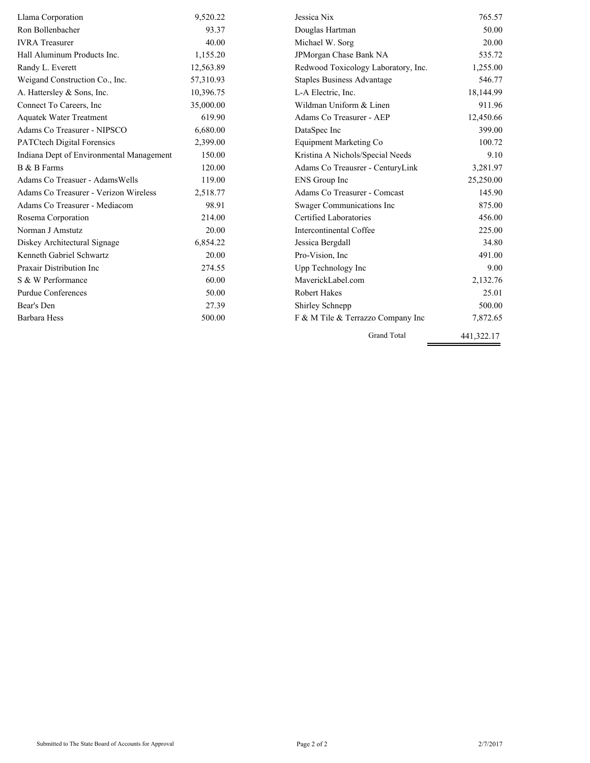| | | | |
|---|---|---|---|
| Llama Corporation | 9,520.22 | Jessica Nix | 765.57 |
| Ron Bollenbacher | 93.37 | Douglas Hartman | 50.00 |
| IVRA Treasurer | 40.00 | Michael W. Sorg | 20.00 |
| Hall Aluminum Products Inc. | 1,155.20 | JPMorgan Chase Bank NA | 535.72 |
| Randy L. Everett | 12,563.89 | Redwood Toxicology Laboratory, Inc. | 1,255.00 |
| Weigand Construction Co., Inc. | 57,310.93 | Staples Business Advantage | 546.77 |
| A. Hattersley & Sons, Inc. | 10,396.75 | L-A Electric, Inc. | 18,144.99 |
| Connect To Careers, Inc | 35,000.00 | Wildman Uniform & Linen | 911.96 |
| Aquatek Water Treatment | 619.90 | Adams Co Treasurer - AEP | 12,450.66 |
| Adams Co Treasurer - NIPSCO | 6,680.00 | DataSpec Inc | 399.00 |
| PATCtech Digital Forensics | 2,399.00 | Equipment Marketing Co | 100.72 |
| Indiana Dept of Environmental Management | 150.00 | Kristina A Nichols/Special Needs | 9.10 |
| B & B Farms | 120.00 | Adams Co Treausrer - CenturyLink | 3,281.97 |
| Adams Co Treasuer - AdamsWells | 119.00 | ENS Group Inc | 25,250.00 |
| Adams Co Treasurer - Verizon Wireless | 2,518.77 | Adams Co Treasurer - Comcast | 145.90 |
| Adams Co Treasurer - Mediacom | 98.91 | Swager Communications Inc | 875.00 |
| Rosema Corporation | 214.00 | Certified Laboratories | 456.00 |
| Norman J Amstutz | 20.00 | Intercontinental Coffee | 225.00 |
| Diskey Architectural Signage | 6,854.22 | Jessica Bergdall | 34.80 |
| Kenneth Gabriel Schwartz | 20.00 | Pro-Vision, Inc | 491.00 |
| Praxair Distribution Inc | 274.55 | Upp Technology Inc | 9.00 |
| S & W Performance | 60.00 | MaverickLabel.com | 2,132.76 |
| Purdue Conferences | 50.00 | Robert Hakes | 25.01 |
| Bear's Den | 27.39 | Shirley Schnepp | 500.00 |
| Barbara Hess | 500.00 | F & M Tile & Terrazzo Company Inc | 7,872.65 |
| | | Grand Total | 441,322.17 |

Submitted to The State Board of Accounts for Approval

2/7/2017